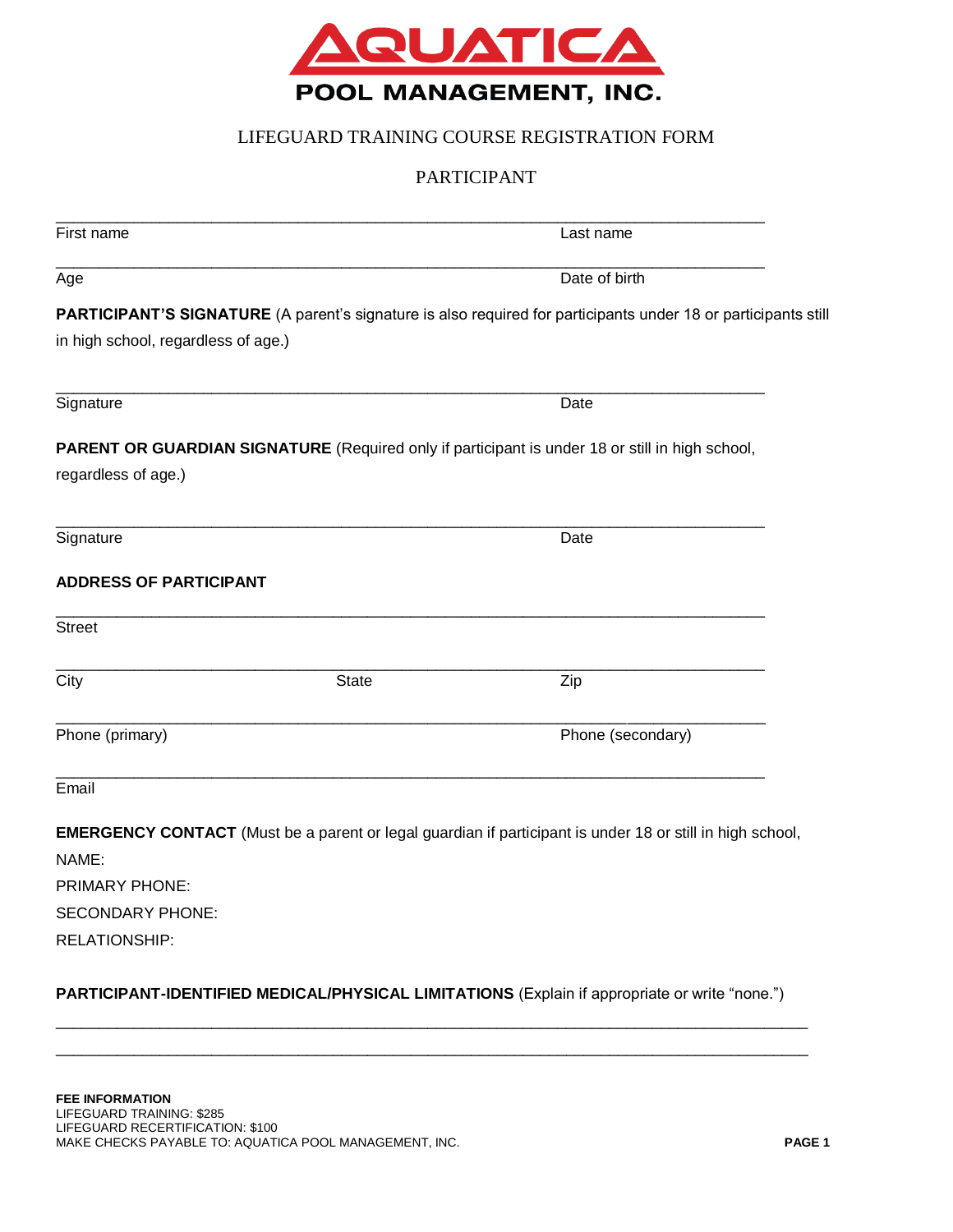# AQUATICA
## POOL MANAGEMENT, INC.

LIFEGUARD TRAINING COURSE REGISTRATION FORM

PARTICIPANT

\_\_\_\_\_\_\_\_\_\_\_\_\_\_\_\_\_\_\_\_\_\_\_\_\_\_\_\_\_\_\_\_\_\_\_\_\_\_\_\_\_\_\_\_\_\_\_\_\_\_\_\_\_\_\_\_\_\_\_\_\_\_\_\_\_\_\_\_\_\_\_\_

First name Last name

\_\_\_\_\_\_\_\_\_\_\_\_\_\_\_\_\_\_\_\_\_\_\_\_\_\_\_\_\_\_\_\_\_\_\_\_\_\_\_\_\_\_\_\_\_\_\_\_\_\_\_\_\_\_\_\_\_\_\_\_\_\_\_\_\_\_\_\_\_\_\_\_

Age Date of birth

**PARTICIPANT'S SIGNATURE** (A parent's signature is also required for participants under 18 or participants still in high school, regardless of age.)

\_\_\_\_\_\_\_\_\_\_\_\_\_\_\_\_\_\_\_\_\_\_\_\_\_\_\_\_\_\_\_\_\_\_\_\_\_\_\_\_\_\_\_\_\_\_\_\_\_\_\_\_\_\_\_\_\_\_\_\_\_\_\_\_\_\_\_\_\_\_\_\_

Signature Date

**PARENT OR GUARDIAN SIGNATURE** (Required only if participant is under 18 or still in high school, regardless of age.)

\_\_\_\_\_\_\_\_\_\_\_\_\_\_\_\_\_\_\_\_\_\_\_\_\_\_\_\_\_\_\_\_\_\_\_\_\_\_\_\_\_\_\_\_\_\_\_\_\_\_\_\_\_\_\_\_\_\_\_\_\_\_\_\_\_\_\_\_\_\_\_\_

Signature Date

**ADDRESS OF PARTICIPANT**

\_\_\_\_\_\_\_\_\_\_\_\_\_\_\_\_\_\_\_\_\_\_\_\_\_\_\_\_\_\_\_\_\_\_\_\_\_\_\_\_\_\_\_\_\_\_\_\_\_\_\_\_\_\_\_\_\_\_\_\_\_\_\_\_\_\_\_\_\_\_\_\_

Street

\_\_\_\_\_\_\_\_\_\_\_\_\_\_\_\_\_\_\_\_\_\_\_\_\_\_\_\_\_\_\_\_\_\_\_\_\_\_\_\_\_\_\_\_\_\_\_\_\_\_\_\_\_\_\_\_\_\_\_\_\_\_\_\_\_\_\_\_\_\_\_\_

City State Zip

\_\_\_\_\_\_\_\_\_\_\_\_\_\_\_\_\_\_\_\_\_\_\_\_\_\_\_\_\_\_\_\_\_\_\_\_\_\_\_\_\_\_\_\_\_\_\_\_\_\_\_\_\_\_\_\_\_\_\_\_\_\_\_\_\_\_\_\_\_\_\_\_

Phone (primary) Phone (secondary)

\_\_\_\_\_\_\_\_\_\_\_\_\_\_\_\_\_\_\_\_\_\_\_\_\_\_\_\_\_\_\_\_\_\_\_\_\_\_\_\_\_\_\_\_\_\_\_\_\_\_\_\_\_\_\_\_\_\_\_\_\_\_\_\_\_\_\_\_\_\_\_\_

Email

**EMERGENCY CONTACT** (Must be a parent or legal guardian if participant is under 18 or still in high school,

NAME:

PRIMARY PHONE:

SECONDARY PHONE:

RELATIONSHIP:

**PARTICIPANT-IDENTIFIED MEDICAL/PHYSICAL LIMITATIONS** (Explain if appropriate or write "none.")

\_\_\_\_\_\_\_\_\_\_\_\_\_\_\_\_\_\_\_\_\_\_\_\_\_\_\_\_\_\_\_\_\_\_\_\_\_\_\_\_\_\_\_\_\_\_\_\_\_\_\_\_\_\_\_\_\_\_\_\_\_\_\_\_\_\_\_\_\_\_\_\_\_\_\_\_

\_\_\_\_\_\_\_\_\_\_\_\_\_\_\_\_\_\_\_\_\_\_\_\_\_\_\_\_\_\_\_\_\_\_\_\_\_\_\_\_\_\_\_\_\_\_\_\_\_\_\_\_\_\_\_\_\_\_\_\_\_\_\_\_\_\_\_\_\_\_\_\_\_\_\_\_

**FEE INFORMATION**
LIFEGUARD TRAINING: $285
LIFEGUARD RECERTIFICATION: $100
MAKE CHECKS PAYABLE TO: AQUATICA POOL MANAGEMENT, INC.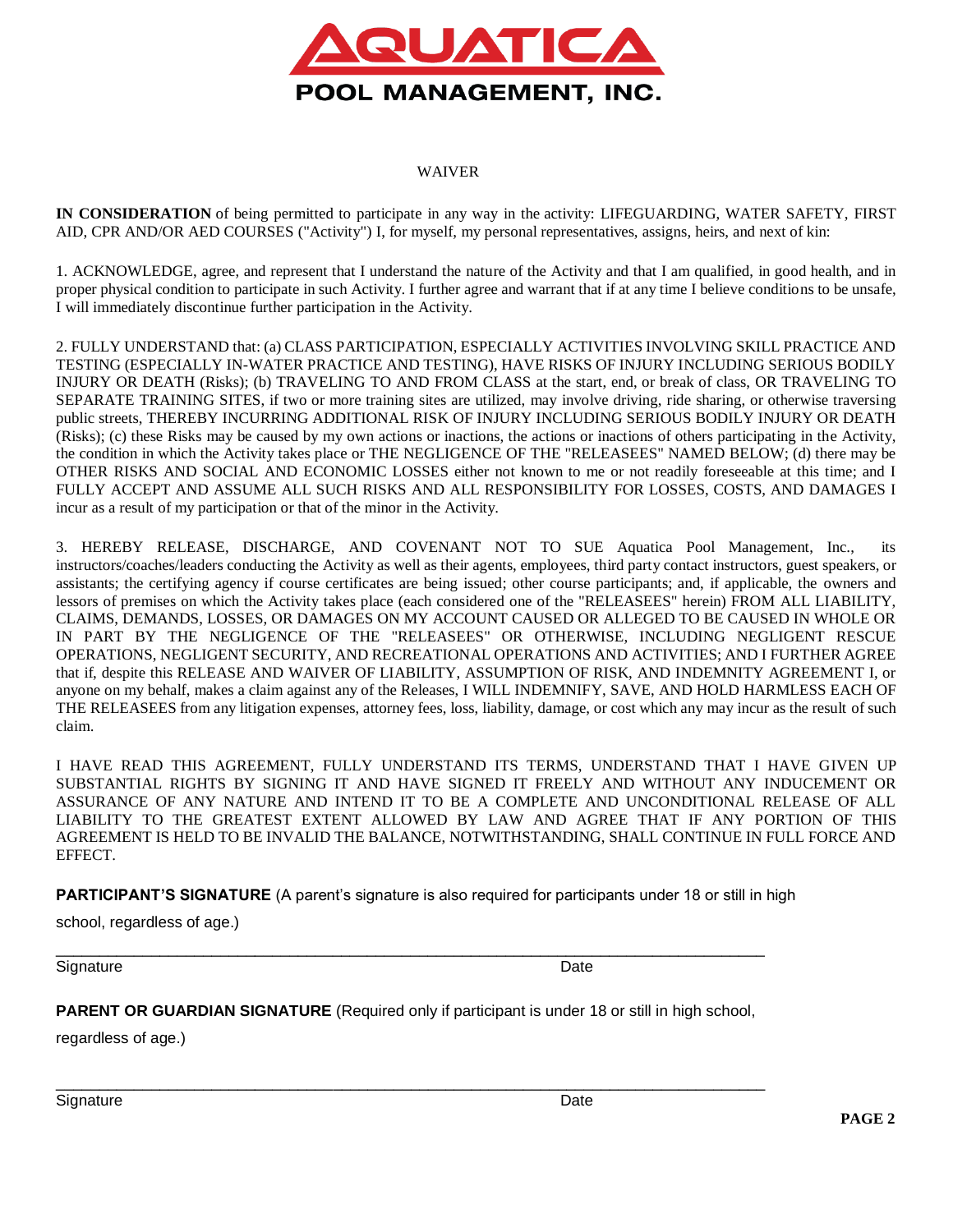# AQUATICA
## POOL MANAGEMENT, INC.

WAIVER

**IN CONSIDERATION** of being permitted to participate in any way in the activity: LIFEGUARDING, WATER SAFETY, FIRST AID, CPR AND/OR AED COURSES ("Activity") I, for myself, my personal representatives, assigns, heirs, and next of kin:

1. ACKNOWLEDGE, agree, and represent that I understand the nature of the Activity and that I am qualified, in good health, and in proper physical condition to participate in such Activity. I further agree and warrant that if at any time I believe conditions to be unsafe, I will immediately discontinue further participation in the Activity.

2. FULLY UNDERSTAND that: (a) CLASS PARTICIPATION, ESPECIALLY ACTIVITIES INVOLVING SKILL PRACTICE AND TESTING (ESPECIALLY IN-WATER PRACTICE AND TESTING), HAVE RISKS OF INJURY INCLUDING SERIOUS BODILY INJURY OR DEATH (Risks); (b) TRAVELING TO AND FROM CLASS at the start, end, or break of class, OR TRAVELING TO SEPARATE TRAINING SITES, if two or more training sites are utilized, may involve driving, ride sharing, or otherwise traversing public streets, THEREBY INCURRING ADDITIONAL RISK OF INJURY INCLUDING SERIOUS BODILY INJURY OR DEATH (Risks); (c) these Risks may be caused by my own actions or inactions, the actions or inactions of others participating in the Activity, the condition in which the Activity takes place or THE NEGLIGENCE OF THE "RELEASEES" NAMED BELOW; (d) there may be OTHER RISKS AND SOCIAL AND ECONOMIC LOSSES either not known to me or not readily foreseeable at this time; and I FULLY ACCEPT AND ASSUME ALL SUCH RISKS AND ALL RESPONSIBILITY FOR LOSSES, COSTS, AND DAMAGES I incur as a result of my participation or that of the minor in the Activity.

3. HEREBY RELEASE, DISCHARGE, AND COVENANT NOT TO SUE Aquatica Pool Management, Inc., its instructors/coaches/leaders conducting the Activity as well as their agents, employees, third party contact instructors, guest speakers, or assistants; the certifying agency if course certificates are being issued; other course participants; and, if applicable, the owners and lessors of premises on which the Activity takes place (each considered one of the "RELEASEES" herein) FROM ALL LIABILITY, CLAIMS, DEMANDS, LOSSES, OR DAMAGES ON MY ACCOUNT CAUSED OR ALLEGED TO BE CAUSED IN WHOLE OR IN PART BY THE NEGLIGENCE OF THE "RELEASEES" OR OTHERWISE, INCLUDING NEGLIGENT RESCUE OPERATIONS, NEGLIGENT SECURITY, AND RECREATIONAL OPERATIONS AND ACTIVITIES; AND I FURTHER AGREE that if, despite this RELEASE AND WAIVER OF LIABILITY, ASSUMPTION OF RISK, AND INDEMNITY AGREEMENT I, or anyone on my behalf, makes a claim against any of the Releases, I WILL INDEMNIFY, SAVE, AND HOLD HARMLESS EACH OF THE RELEASEES from any litigation expenses, attorney fees, loss, liability, damage, or cost which any may incur as the result of such claim.

I HAVE READ THIS AGREEMENT, FULLY UNDERSTAND ITS TERMS, UNDERSTAND THAT I HAVE GIVEN UP SUBSTANTIAL RIGHTS BY SIGNING IT AND HAVE SIGNED IT FREELY AND WITHOUT ANY INDUCEMENT OR ASSURANCE OF ANY NATURE AND INTEND IT TO BE A COMPLETE AND UNCONDITIONAL RELEASE OF ALL LIABILITY TO THE GREATEST EXTENT ALLOWED BY LAW AND AGREE THAT IF ANY PORTION OF THIS AGREEMENT IS HELD TO BE INVALID THE BALANCE, NOTWITHSTANDING, SHALL CONTINUE IN FULL FORCE AND EFFECT.

**PARTICIPANT'S SIGNATURE** (A parent's signature is also required for participants under 18 or still in high school, regardless of age.)

\_\_\_\_\_\_\_\_\_\_\_\_\_\_\_\_\_\_\_\_\_\_\_\_\_\_\_\_\_\_\_\_\_\_\_\_\_\_\_\_\_\_\_\_\_\_\_\_\_\_\_\_\_\_\_\_\_\_\_\_\_\_\_\_\_\_\_\_\_\_\_\_

Signature                                                                 Date

**PARENT OR GUARDIAN SIGNATURE** (Required only if participant is under 18 or still in high school, regardless of age.)

\_\_\_\_\_\_\_\_\_\_\_\_\_\_\_\_\_\_\_\_\_\_\_\_\_\_\_\_\_\_\_\_\_\_\_\_\_\_\_\_\_\_\_\_\_\_\_\_\_\_\_\_\_\_\_\_\_\_\_\_\_\_\_\_\_\_\_\_\_\_\_\_

Signature                                                                 Date